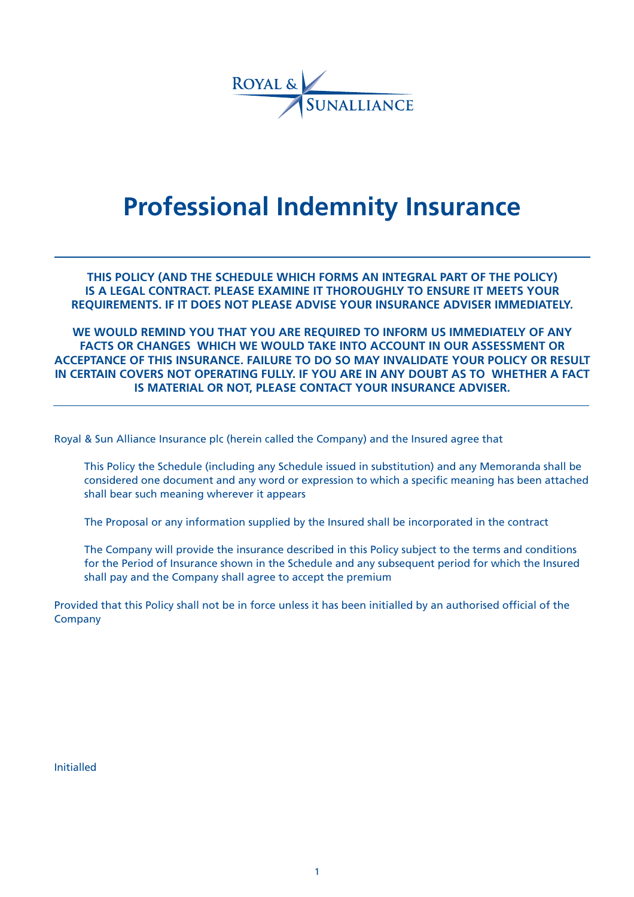ROYAL & SUNALLIANCE

# Professional Indemnity Insurance

---

**THIS POLICY (AND THE SCHEDULE WHICH FORMS AN INTEGRAL PART OF THE POLICY) IS A LEGAL CONTRACT. PLEASE EXAMINE IT THOROUGHLY TO ENSURE IT MEETS YOUR REQUIREMENTS. IF IT DOES NOT PLEASE ADVISE YOUR INSURANCE ADVISER IMMEDIATELY.**

**WE WOULD REMIND YOU THAT YOU ARE REQUIRED TO INFORM US IMMEDIATELY OF ANY FACTS OR CHANGES WHICH WE WOULD TAKE INTO ACCOUNT IN OUR ASSESSMENT OR ACCEPTANCE OF THIS INSURANCE. FAILURE TO DO SO MAY INVALIDATE YOUR POLICY OR RESULT IN CERTAIN COVERS NOT OPERATING FULLY. IF YOU ARE IN ANY DOUBT AS TO WHETHER A FACT IS MATERIAL OR NOT, PLEASE CONTACT YOUR INSURANCE ADVISER.**

---

Royal & Sun Alliance Insurance plc (herein called the Company) and the Insured agree that

This Policy the Schedule (including any Schedule issued in substitution) and any Memoranda shall be considered one document and any word or expression to which a specific meaning has been attached shall bear such meaning wherever it appears

The Proposal or any information supplied by the Insured shall be incorporated in the contract

The Company will provide the insurance described in this Policy subject to the terms and conditions for the Period of Insurance shown in the Schedule and any subsequent period for which the Insured shall pay and the Company shall agree to accept the premium

Provided that this Policy shall not be in force unless it has been initialled by an authorised official of the Company

Initialled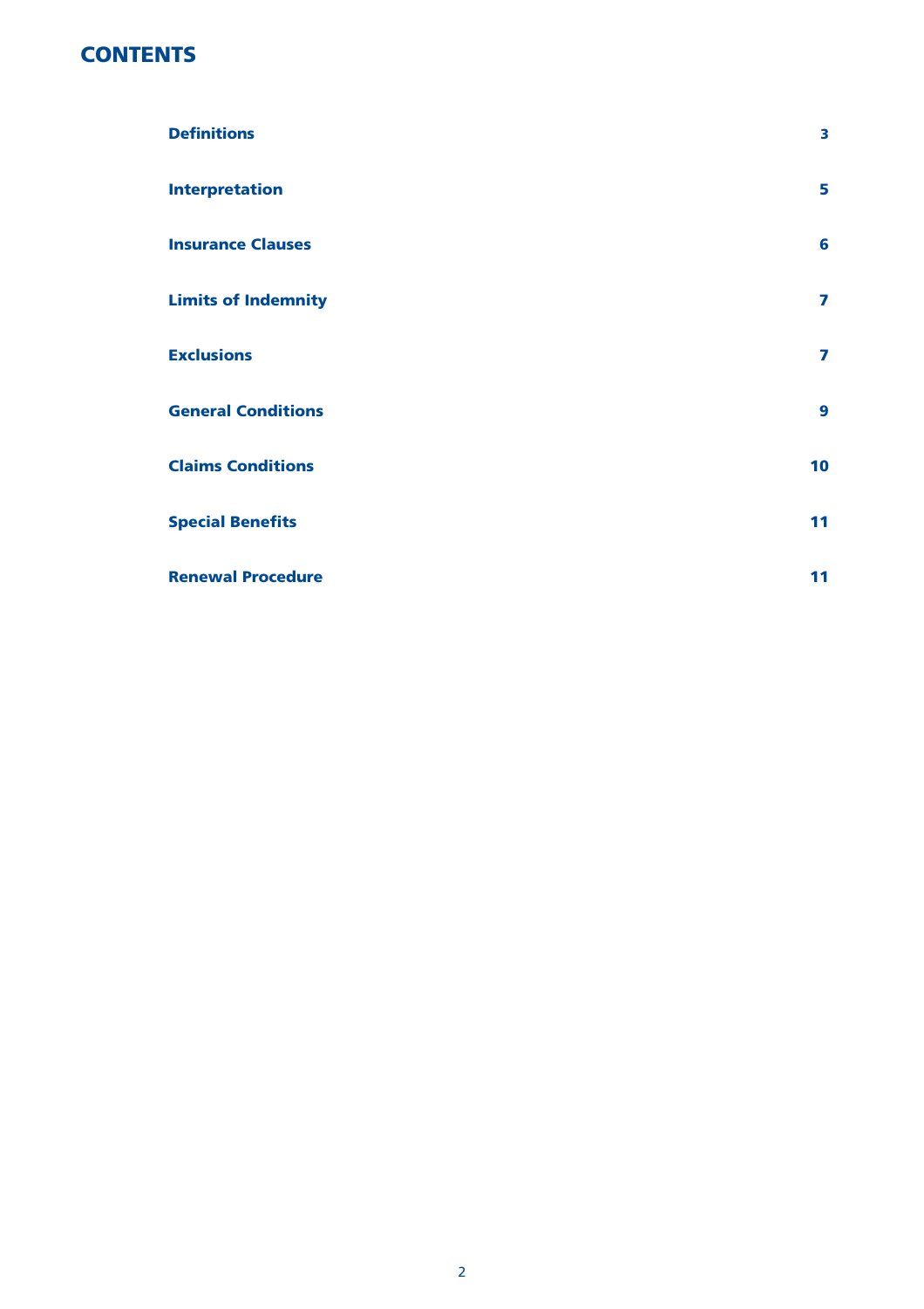# CONTENTS

| | |
|---|---|
| **Definitions** | **3** |
| **Interpretation** | **5** |
| **Insurance Clauses** | **6** |
| **Limits of Indemnity** | **7** |
| **Exclusions** | **7** |
| **General Conditions** | **9** |
| **Claims Conditions** | **10** |
| **Special Benefits** | **11** |
| **Renewal Procedure** | **11** |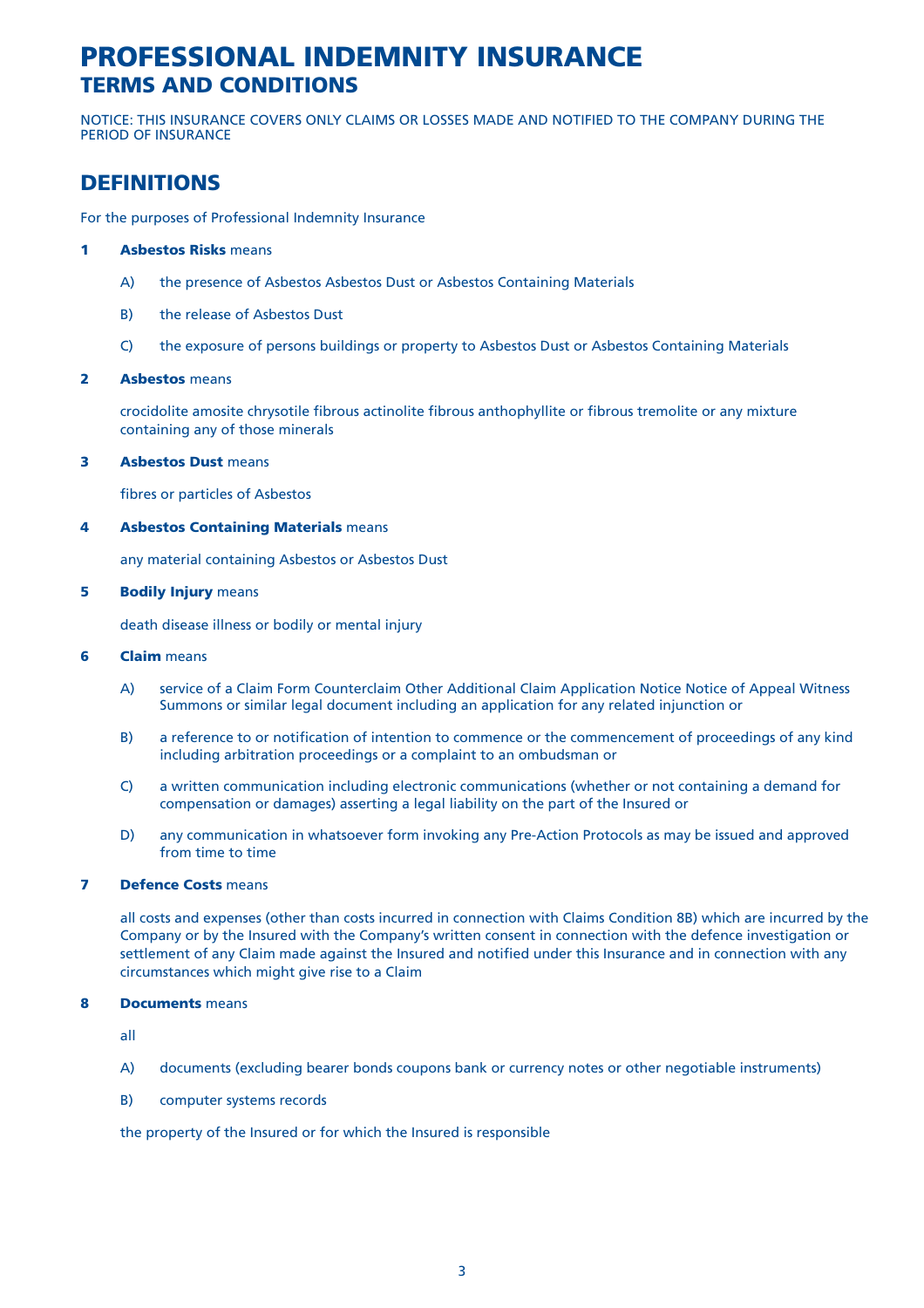# PROFESSIONAL INDEMNITY INSURANCE
## TERMS AND CONDITIONS

NOTICE: THIS INSURANCE COVERS ONLY CLAIMS OR LOSSES MADE AND NOTIFIED TO THE COMPANY DURING THE PERIOD OF INSURANCE

## DEFINITIONS

For the purposes of Professional Indemnity Insurance

**1 Asbestos Risks** means

A) the presence of Asbestos Asbestos Dust or Asbestos Containing Materials

B) the release of Asbestos Dust

C) the exposure of persons buildings or property to Asbestos Dust or Asbestos Containing Materials

**2 Asbestos** means

crocidolite amosite chrysotile fibrous actinolite fibrous anthophyllite or fibrous tremolite or any mixture containing any of those minerals

**3 Asbestos Dust** means

fibres or particles of Asbestos

**4 Asbestos Containing Materials** means

any material containing Asbestos or Asbestos Dust

**5 Bodily Injury** means

death disease illness or bodily or mental injury

**6 Claim** means

A) service of a Claim Form Counterclaim Other Additional Claim Application Notice Notice of Appeal Witness Summons or similar legal document including an application for any related injunction or

B) a reference to or notification of intention to commence or the commencement of proceedings of any kind including arbitration proceedings or a complaint to an ombudsman or

C) a written communication including electronic communications (whether or not containing a demand for compensation or damages) asserting a legal liability on the part of the Insured or

D) any communication in whatsoever form invoking any Pre-Action Protocols as may be issued and approved from time to time

**7 Defence Costs** means

all costs and expenses (other than costs incurred in connection with Claims Condition 8B) which are incurred by the Company or by the Insured with the Company's written consent in connection with the defence investigation or settlement of any Claim made against the Insured and notified under this Insurance and in connection with any circumstances which might give rise to a Claim

**8 Documents** means

all

A) documents (excluding bearer bonds coupons bank or currency notes or other negotiable instruments)

B) computer systems records

the property of the Insured or for which the Insured is responsible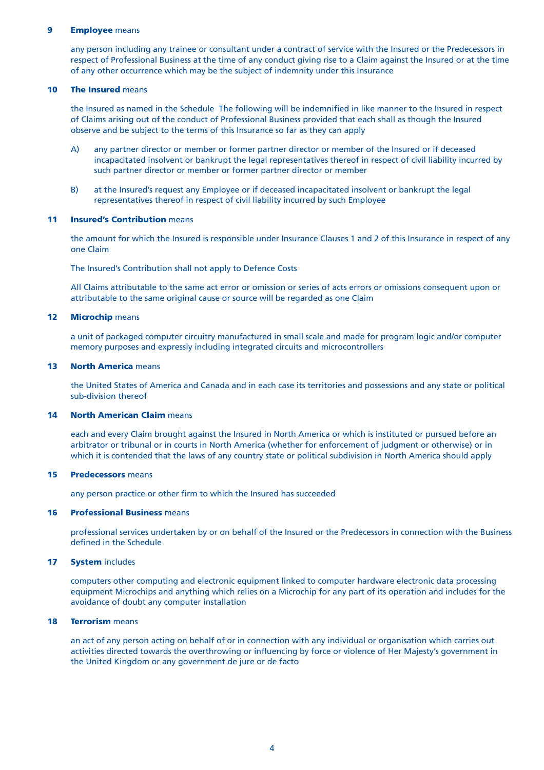**9 Employee** means

any person including any trainee or consultant under a contract of service with the Insured or the Predecessors in respect of Professional Business at the time of any conduct giving rise to a Claim against the Insured or at the time of any other occurrence which may be the subject of indemnity under this Insurance

**10 The Insured** means

the Insured as named in the Schedule The following will be indemnified in like manner to the Insured in respect of Claims arising out of the conduct of Professional Business provided that each shall as though the Insured observe and be subject to the terms of this Insurance so far as they can apply

A) any partner director or member or former partner director or member of the Insured or if deceased incapacitated insolvent or bankrupt the legal representatives thereof in respect of civil liability incurred by such partner director or member or former partner director or member

B) at the Insured's request any Employee or if deceased incapacitated insolvent or bankrupt the legal representatives thereof in respect of civil liability incurred by such Employee

**11 Insured's Contribution** means

the amount for which the Insured is responsible under Insurance Clauses 1 and 2 of this Insurance in respect of any one Claim

The Insured's Contribution shall not apply to Defence Costs

All Claims attributable to the same act error or omission or series of acts errors or omissions consequent upon or attributable to the same original cause or source will be regarded as one Claim

**12 Microchip** means

a unit of packaged computer circuitry manufactured in small scale and made for program logic and/or computer memory purposes and expressly including integrated circuits and microcontrollers

**13 North America** means

the United States of America and Canada and in each case its territories and possessions and any state or political sub-division thereof

**14 North American Claim** means

each and every Claim brought against the Insured in North America or which is instituted or pursued before an arbitrator or tribunal or in courts in North America (whether for enforcement of judgment or otherwise) or in which it is contended that the laws of any country state or political subdivision in North America should apply

**15 Predecessors** means

any person practice or other firm to which the Insured has succeeded

**16 Professional Business** means

professional services undertaken by or on behalf of the Insured or the Predecessors in connection with the Business defined in the Schedule

**17 System** includes

computers other computing and electronic equipment linked to computer hardware electronic data processing equipment Microchips and anything which relies on a Microchip for any part of its operation and includes for the avoidance of doubt any computer installation

**18 Terrorism** means

an act of any person acting on behalf of or in connection with any individual or organisation which carries out activities directed towards the overthrowing or influencing by force or violence of Her Majesty's government in the United Kingdom or any government de jure or de facto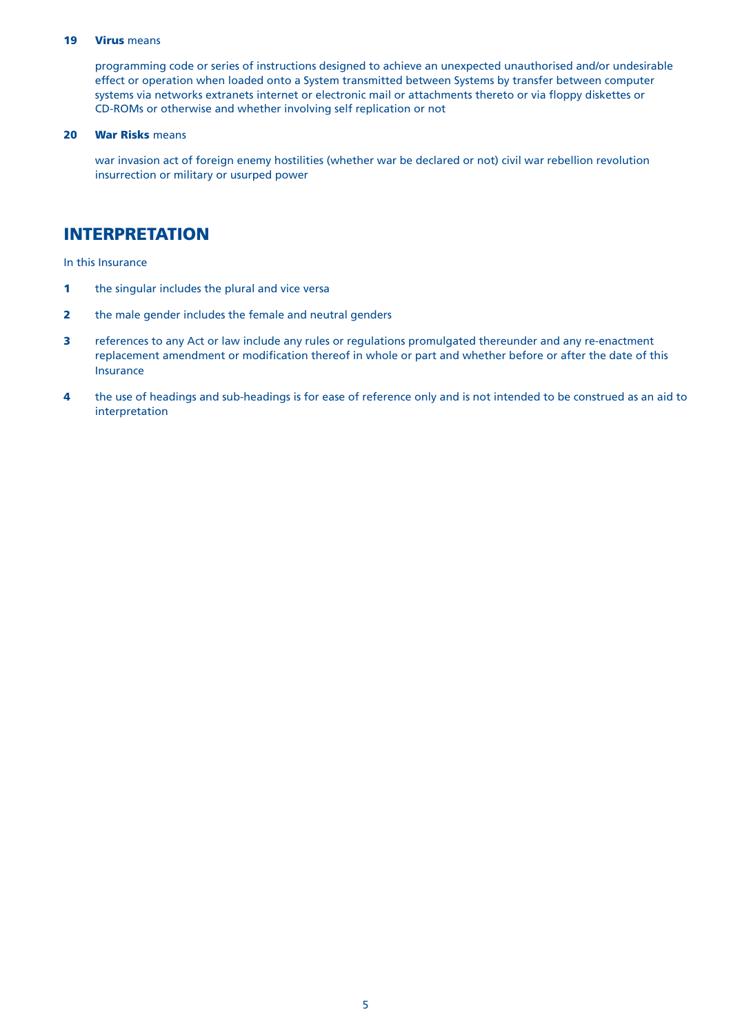**19 Virus** means

programming code or series of instructions designed to achieve an unexpected unauthorised and/or undesirable effect or operation when loaded onto a System transmitted between Systems by transfer between computer systems via networks extranets internet or electronic mail or attachments thereto or via floppy diskettes or CD-ROMs or otherwise and whether involving self replication or not

**20 War Risks** means

war invasion act of foreign enemy hostilities (whether war be declared or not) civil war rebellion revolution insurrection or military or usurped power

## INTERPRETATION

In this Insurance

**1** the singular includes the plural and vice versa

**2** the male gender includes the female and neutral genders

**3** references to any Act or law include any rules or regulations promulgated thereunder and any re-enactment replacement amendment or modification thereof in whole or part and whether before or after the date of this Insurance

**4** the use of headings and sub-headings is for ease of reference only and is not intended to be construed as an aid to interpretation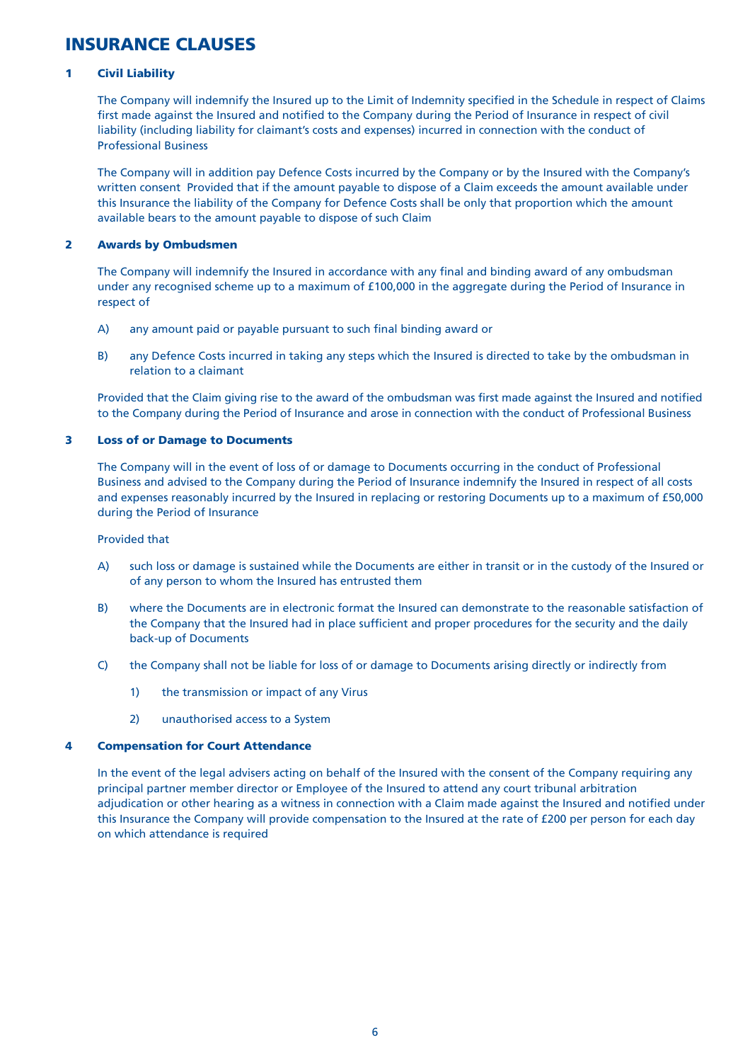# INSURANCE CLAUSES

## 1 Civil Liability

The Company will indemnify the Insured up to the Limit of Indemnity specified in the Schedule in respect of Claims first made against the Insured and notified to the Company during the Period of Insurance in respect of civil liability (including liability for claimant's costs and expenses) incurred in connection with the conduct of Professional Business

The Company will in addition pay Defence Costs incurred by the Company or by the Insured with the Company's written consent Provided that if the amount payable to dispose of a Claim exceeds the amount available under this Insurance the liability of the Company for Defence Costs shall be only that proportion which the amount available bears to the amount payable to dispose of such Claim

## 2 Awards by Ombudsmen

The Company will indemnify the Insured in accordance with any final and binding award of any ombudsman under any recognised scheme up to a maximum of £100,000 in the aggregate during the Period of Insurance in respect of

A) any amount paid or payable pursuant to such final binding award or

B) any Defence Costs incurred in taking any steps which the Insured is directed to take by the ombudsman in relation to a claimant

Provided that the Claim giving rise to the award of the ombudsman was first made against the Insured and notified to the Company during the Period of Insurance and arose in connection with the conduct of Professional Business

## 3 Loss of or Damage to Documents

The Company will in the event of loss of or damage to Documents occurring in the conduct of Professional Business and advised to the Company during the Period of Insurance indemnify the Insured in respect of all costs and expenses reasonably incurred by the Insured in replacing or restoring Documents up to a maximum of £50,000 during the Period of Insurance

Provided that

A) such loss or damage is sustained while the Documents are either in transit or in the custody of the Insured or of any person to whom the Insured has entrusted them

B) where the Documents are in electronic format the Insured can demonstrate to the reasonable satisfaction of the Company that the Insured had in place sufficient and proper procedures for the security and the daily back-up of Documents

C) the Company shall not be liable for loss of or damage to Documents arising directly or indirectly from

   1) the transmission or impact of any Virus

   2) unauthorised access to a System

## 4 Compensation for Court Attendance

In the event of the legal advisers acting on behalf of the Insured with the consent of the Company requiring any principal partner member director or Employee of the Insured to attend any court tribunal arbitration adjudication or other hearing as a witness in connection with a Claim made against the Insured and notified under this Insurance the Company will provide compensation to the Insured at the rate of £200 per person for each day on which attendance is required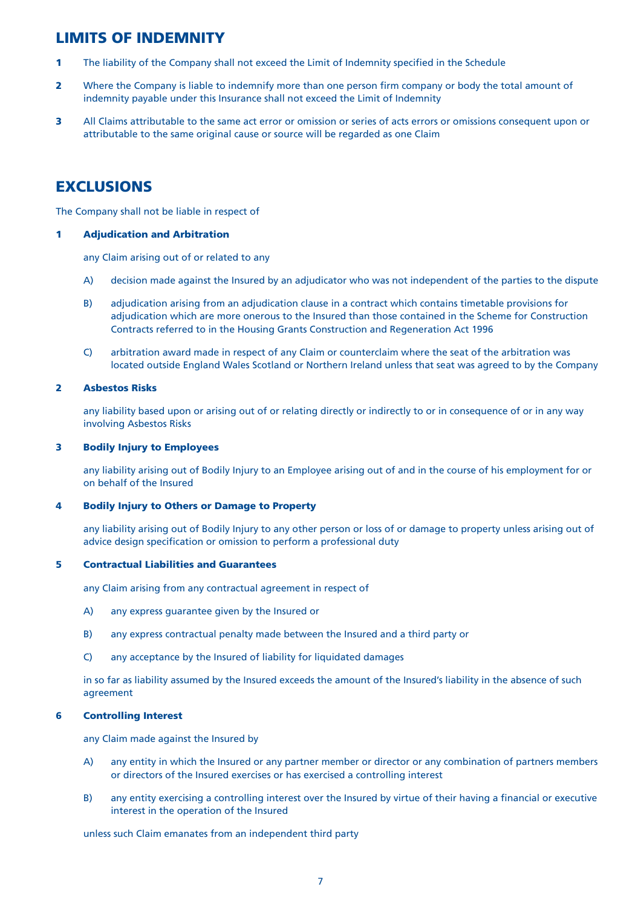## LIMITS OF INDEMNITY

**1** The liability of the Company shall not exceed the Limit of Indemnity specified in the Schedule

**2** Where the Company is liable to indemnify more than one person firm company or body the total amount of indemnity payable under this Insurance shall not exceed the Limit of Indemnity

**3** All Claims attributable to the same act error or omission or series of acts errors or omissions consequent upon or attributable to the same original cause or source will be regarded as one Claim

## EXCLUSIONS

The Company shall not be liable in respect of

### 1 Adjudication and Arbitration

any Claim arising out of or related to any

A) decision made against the Insured by an adjudicator who was not independent of the parties to the dispute

B) adjudication arising from an adjudication clause in a contract which contains timetable provisions for adjudication which are more onerous to the Insured than those contained in the Scheme for Construction Contracts referred to in the Housing Grants Construction and Regeneration Act 1996

C) arbitration award made in respect of any Claim or counterclaim where the seat of the arbitration was located outside England Wales Scotland or Northern Ireland unless that seat was agreed to by the Company

### 2 Asbestos Risks

any liability based upon or arising out of or relating directly or indirectly to or in consequence of or in any way involving Asbestos Risks

### 3 Bodily Injury to Employees

any liability arising out of Bodily Injury to an Employee arising out of and in the course of his employment for or on behalf of the Insured

### 4 Bodily Injury to Others or Damage to Property

any liability arising out of Bodily Injury to any other person or loss of or damage to property unless arising out of advice design specification or omission to perform a professional duty

### 5 Contractual Liabilities and Guarantees

any Claim arising from any contractual agreement in respect of

A) any express guarantee given by the Insured or

B) any express contractual penalty made between the Insured and a third party or

C) any acceptance by the Insured of liability for liquidated damages

in so far as liability assumed by the Insured exceeds the amount of the Insured's liability in the absence of such agreement

### 6 Controlling Interest

any Claim made against the Insured by

A) any entity in which the Insured or any partner member or director or any combination of partners members or directors of the Insured exercises or has exercised a controlling interest

B) any entity exercising a controlling interest over the Insured by virtue of their having a financial or executive interest in the operation of the Insured

unless such Claim emanates from an independent third party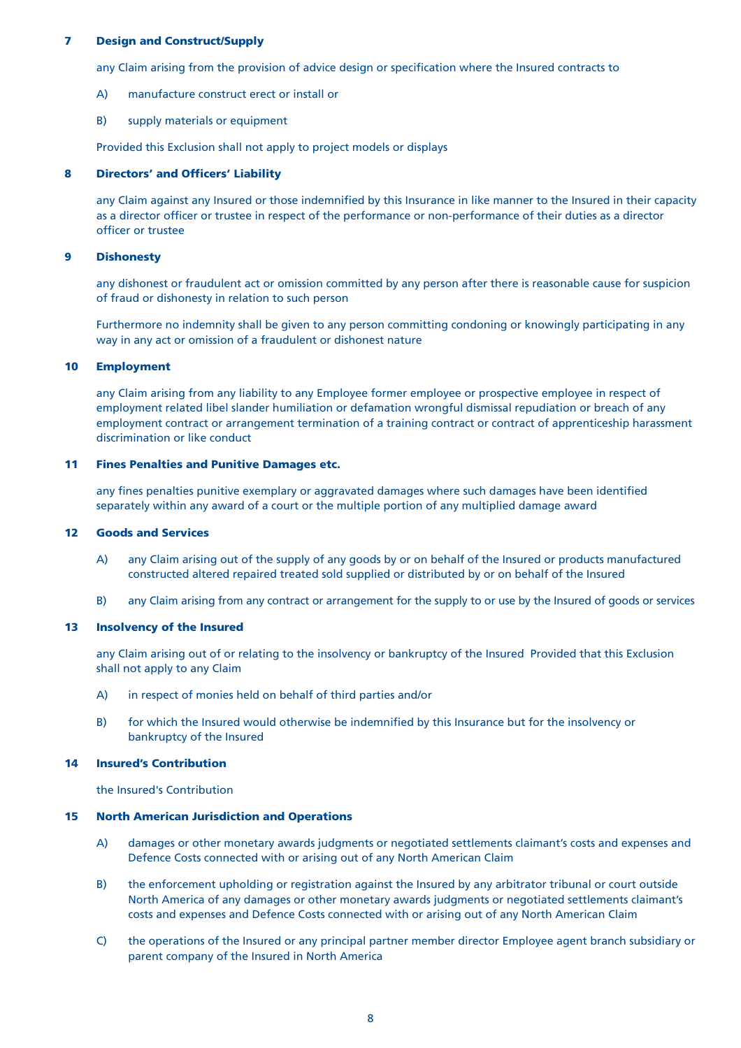### 7 Design and Construct/Supply

any Claim arising from the provision of advice design or specification where the Insured contracts to

A) manufacture construct erect or install or

B) supply materials or equipment

Provided this Exclusion shall not apply to project models or displays

### 8 Directors' and Officers' Liability

any Claim against any Insured or those indemnified by this Insurance in like manner to the Insured in their capacity as a director officer or trustee in respect of the performance or non-performance of their duties as a director officer or trustee

### 9 Dishonesty

any dishonest or fraudulent act or omission committed by any person after there is reasonable cause for suspicion of fraud or dishonesty in relation to such person

Furthermore no indemnity shall be given to any person committing condoning or knowingly participating in any way in any act or omission of a fraudulent or dishonest nature

### 10 Employment

any Claim arising from any liability to any Employee former employee or prospective employee in respect of employment related libel slander humiliation or defamation wrongful dismissal repudiation or breach of any employment contract or arrangement termination of a training contract or contract of apprenticeship harassment discrimination or like conduct

### 11 Fines Penalties and Punitive Damages etc.

any fines penalties punitive exemplary or aggravated damages where such damages have been identified separately within any award of a court or the multiple portion of any multiplied damage award

### 12 Goods and Services

A) any Claim arising out of the supply of any goods by or on behalf of the Insured or products manufactured constructed altered repaired treated sold supplied or distributed by or on behalf of the Insured

B) any Claim arising from any contract or arrangement for the supply to or use by the Insured of goods or services

### 13 Insolvency of the Insured

any Claim arising out of or relating to the insolvency or bankruptcy of the Insured Provided that this Exclusion shall not apply to any Claim

A) in respect of monies held on behalf of third parties and/or

B) for which the Insured would otherwise be indemnified by this Insurance but for the insolvency or bankruptcy of the Insured

### 14 Insured's Contribution

the Insured's Contribution

### 15 North American Jurisdiction and Operations

A) damages or other monetary awards judgments or negotiated settlements claimant's costs and expenses and Defence Costs connected with or arising out of any North American Claim

B) the enforcement upholding or registration against the Insured by any arbitrator tribunal or court outside North America of any damages or other monetary awards judgments or negotiated settlements claimant's costs and expenses and Defence Costs connected with or arising out of any North American Claim

C) the operations of the Insured or any principal partner member director Employee agent branch subsidiary or parent company of the Insured in North America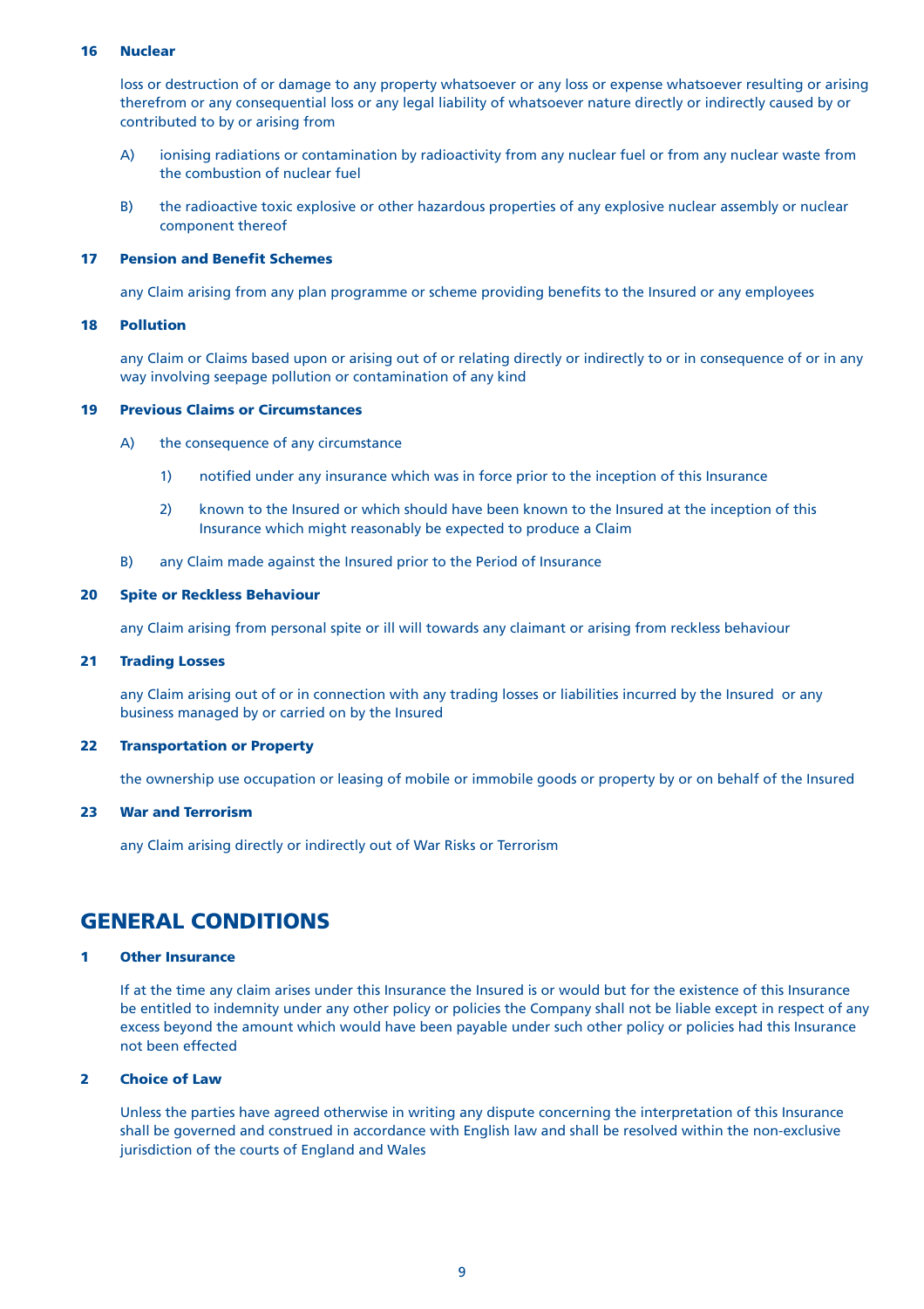### 16 Nuclear

loss or destruction of or damage to any property whatsoever or any loss or expense whatsoever resulting or arising therefrom or any consequential loss or any legal liability of whatsoever nature directly or indirectly caused by or contributed to by or arising from

A) ionising radiations or contamination by radioactivity from any nuclear fuel or from any nuclear waste from the combustion of nuclear fuel

B) the radioactive toxic explosive or other hazardous properties of any explosive nuclear assembly or nuclear component thereof

### 17 Pension and Benefit Schemes

any Claim arising from any plan programme or scheme providing benefits to the Insured or any employees

### 18 Pollution

any Claim or Claims based upon or arising out of or relating directly or indirectly to or in consequence of or in any way involving seepage pollution or contamination of any kind

### 19 Previous Claims or Circumstances

A) the consequence of any circumstance

1) notified under any insurance which was in force prior to the inception of this Insurance

2) known to the Insured or which should have been known to the Insured at the inception of this Insurance which might reasonably be expected to produce a Claim

B) any Claim made against the Insured prior to the Period of Insurance

### 20 Spite or Reckless Behaviour

any Claim arising from personal spite or ill will towards any claimant or arising from reckless behaviour

### 21 Trading Losses

any Claim arising out of or in connection with any trading losses or liabilities incurred by the Insured or any business managed by or carried on by the Insured

### 22 Transportation or Property

the ownership use occupation or leasing of mobile or immobile goods or property by or on behalf of the Insured

### 23 War and Terrorism

any Claim arising directly or indirectly out of War Risks or Terrorism

## GENERAL CONDITIONS

### 1 Other Insurance

If at the time any claim arises under this Insurance the Insured is or would but for the existence of this Insurance be entitled to indemnity under any other policy or policies the Company shall not be liable except in respect of any excess beyond the amount which would have been payable under such other policy or policies had this Insurance not been effected

### 2 Choice of Law

Unless the parties have agreed otherwise in writing any dispute concerning the interpretation of this Insurance shall be governed and construed in accordance with English law and shall be resolved within the non-exclusive jurisdiction of the courts of England and Wales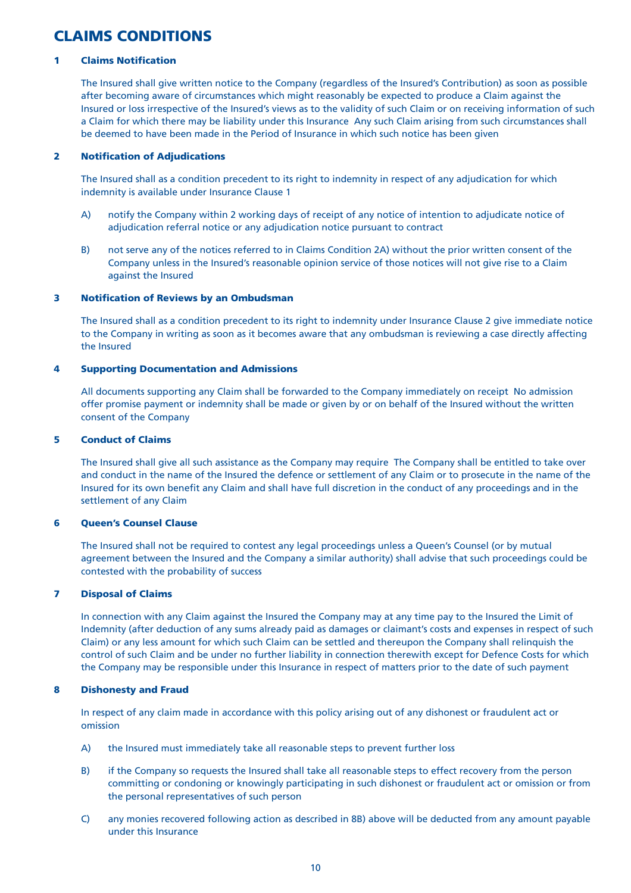# CLAIMS CONDITIONS

## 1 Claims Notification

The Insured shall give written notice to the Company (regardless of the Insured's Contribution) as soon as possible after becoming aware of circumstances which might reasonably be expected to produce a Claim against the Insured or loss irrespective of the Insured's views as to the validity of such Claim or on receiving information of such a Claim for which there may be liability under this Insurance Any such Claim arising from such circumstances shall be deemed to have been made in the Period of Insurance in which such notice has been given

## 2 Notification of Adjudications

The Insured shall as a condition precedent to its right to indemnity in respect of any adjudication for which indemnity is available under Insurance Clause 1

A) notify the Company within 2 working days of receipt of any notice of intention to adjudicate notice of adjudication referral notice or any adjudication notice pursuant to contract

B) not serve any of the notices referred to in Claims Condition 2A) without the prior written consent of the Company unless in the Insured's reasonable opinion service of those notices will not give rise to a Claim against the Insured

## 3 Notification of Reviews by an Ombudsman

The Insured shall as a condition precedent to its right to indemnity under Insurance Clause 2 give immediate notice to the Company in writing as soon as it becomes aware that any ombudsman is reviewing a case directly affecting the Insured

## 4 Supporting Documentation and Admissions

All documents supporting any Claim shall be forwarded to the Company immediately on receipt No admission offer promise payment or indemnity shall be made or given by or on behalf of the Insured without the written consent of the Company

## 5 Conduct of Claims

The Insured shall give all such assistance as the Company may require The Company shall be entitled to take over and conduct in the name of the Insured the defence or settlement of any Claim or to prosecute in the name of the Insured for its own benefit any Claim and shall have full discretion in the conduct of any proceedings and in the settlement of any Claim

## 6 Queen's Counsel Clause

The Insured shall not be required to contest any legal proceedings unless a Queen's Counsel (or by mutual agreement between the Insured and the Company a similar authority) shall advise that such proceedings could be contested with the probability of success

## 7 Disposal of Claims

In connection with any Claim against the Insured the Company may at any time pay to the Insured the Limit of Indemnity (after deduction of any sums already paid as damages or claimant's costs and expenses in respect of such Claim) or any less amount for which such Claim can be settled and thereupon the Company shall relinquish the control of such Claim and be under no further liability in connection therewith except for Defence Costs for which the Company may be responsible under this Insurance in respect of matters prior to the date of such payment

## 8 Dishonesty and Fraud

In respect of any claim made in accordance with this policy arising out of any dishonest or fraudulent act or omission

A) the Insured must immediately take all reasonable steps to prevent further loss

B) if the Company so requests the Insured shall take all reasonable steps to effect recovery from the person committing or condoning or knowingly participating in such dishonest or fraudulent act or omission or from the personal representatives of such person

C) any monies recovered following action as described in 8B) above will be deducted from any amount payable under this Insurance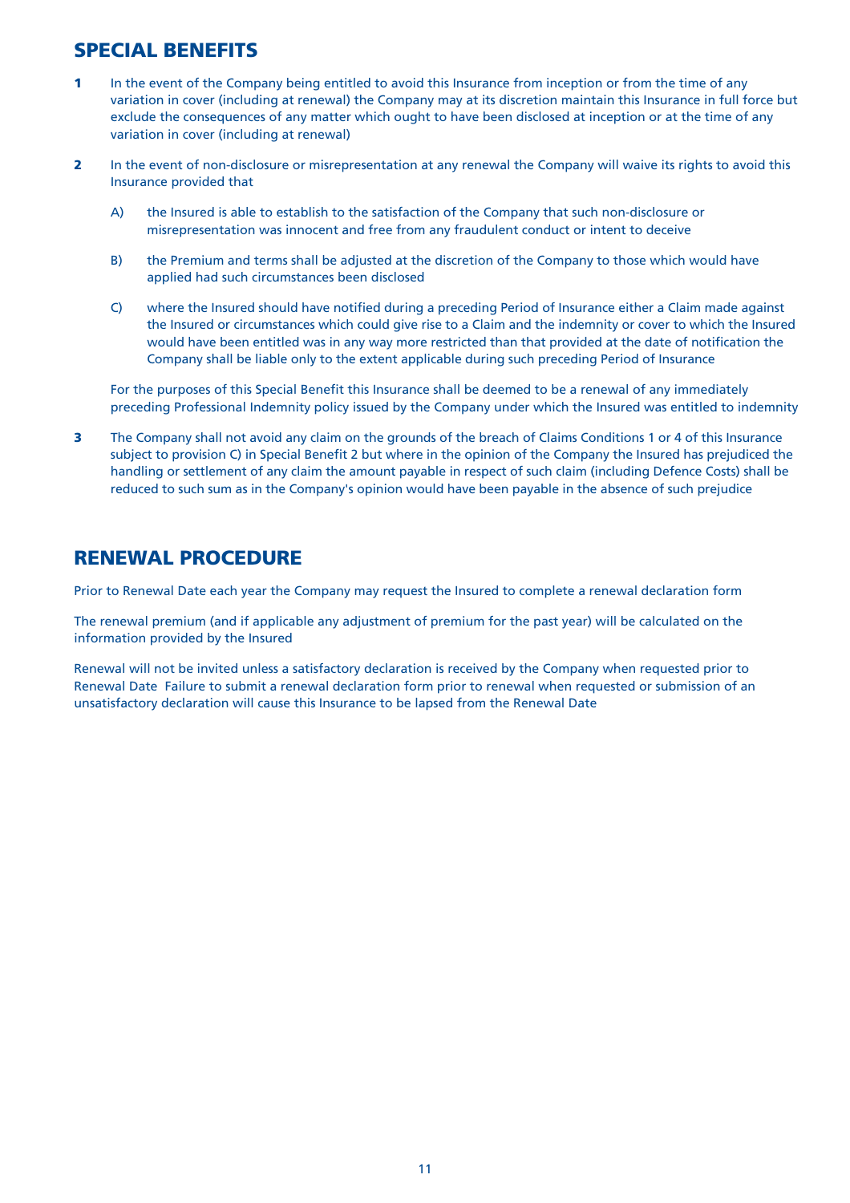## SPECIAL BENEFITS

**1** In the event of the Company being entitled to avoid this Insurance from inception or from the time of any variation in cover (including at renewal) the Company may at its discretion maintain this Insurance in full force but exclude the consequences of any matter which ought to have been disclosed at inception or at the time of any variation in cover (including at renewal)

**2** In the event of non-disclosure or misrepresentation at any renewal the Company will waive its rights to avoid this Insurance provided that

A) the Insured is able to establish to the satisfaction of the Company that such non-disclosure or misrepresentation was innocent and free from any fraudulent conduct or intent to deceive

B) the Premium and terms shall be adjusted at the discretion of the Company to those which would have applied had such circumstances been disclosed

C) where the Insured should have notified during a preceding Period of Insurance either a Claim made against the Insured or circumstances which could give rise to a Claim and the indemnity or cover to which the Insured would have been entitled was in any way more restricted than that provided at the date of notification the Company shall be liable only to the extent applicable during such preceding Period of Insurance

For the purposes of this Special Benefit this Insurance shall be deemed to be a renewal of any immediately preceding Professional Indemnity policy issued by the Company under which the Insured was entitled to indemnity

**3** The Company shall not avoid any claim on the grounds of the breach of Claims Conditions 1 or 4 of this Insurance subject to provision C) in Special Benefit 2 but where in the opinion of the Company the Insured has prejudiced the handling or settlement of any claim the amount payable in respect of such claim (including Defence Costs) shall be reduced to such sum as in the Company's opinion would have been payable in the absence of such prejudice

## RENEWAL PROCEDURE

Prior to Renewal Date each year the Company may request the Insured to complete a renewal declaration form

The renewal premium (and if applicable any adjustment of premium for the past year) will be calculated on the information provided by the Insured

Renewal will not be invited unless a satisfactory declaration is received by the Company when requested prior to Renewal Date Failure to submit a renewal declaration form prior to renewal when requested or submission of an unsatisfactory declaration will cause this Insurance to be lapsed from the Renewal Date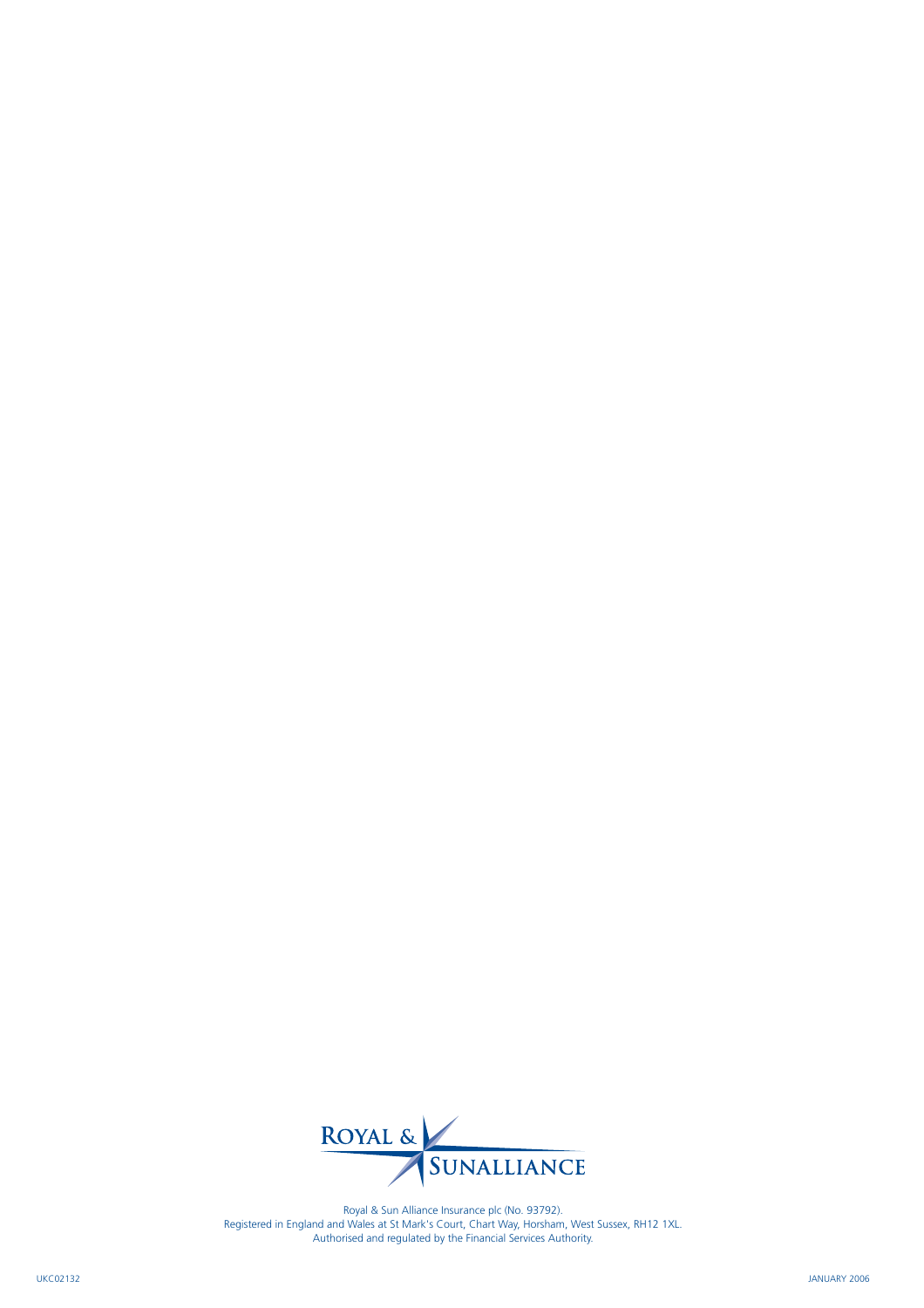ROYAL & SUNALLIANCE

Royal & Sun Alliance Insurance plc (No. 93792).
Registered in England and Wales at St Mark's Court, Chart Way, Horsham, West Sussex, RH12 1XL.
Authorised and regulated by the Financial Services Authority.

UKC02132

JANUARY 2006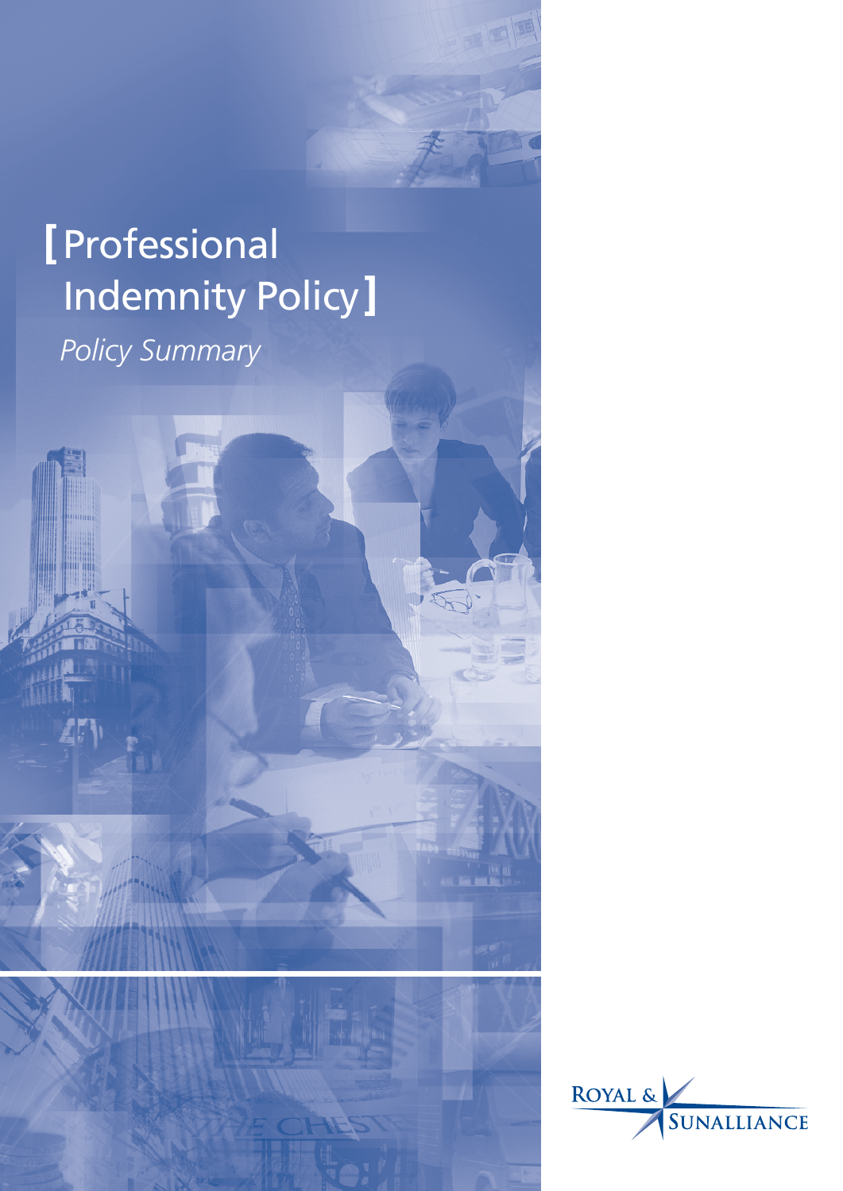# [ Professional Indemnity Policy ]

*Policy Summary*

ROYAL & SUNALLIANCE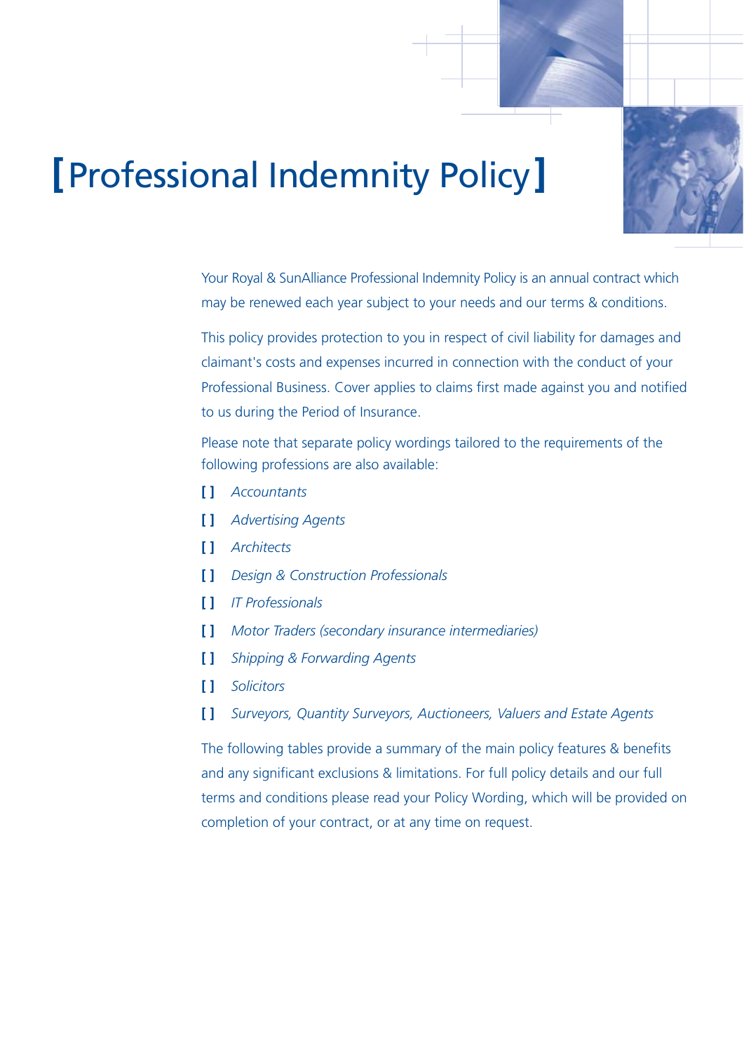# [Professional Indemnity Policy]

Your Royal & SunAlliance Professional Indemnity Policy is an annual contract which may be renewed each year subject to your needs and our terms & conditions.

This policy provides protection to you in respect of civil liability for damages and claimant's costs and expenses incurred in connection with the conduct of your Professional Business. Cover applies to claims first made against you and notified to us during the Period of Insurance.

Please note that separate policy wordings tailored to the requirements of the following professions are also available:

- [ ] *Accountants*
- [ ] *Advertising Agents*
- [ ] *Architects*
- [ ] *Design & Construction Professionals*
- [ ] *IT Professionals*
- [ ] *Motor Traders (secondary insurance intermediaries)*
- [ ] *Shipping & Forwarding Agents*
- [ ] *Solicitors*
- [ ] *Surveyors, Quantity Surveyors, Auctioneers, Valuers and Estate Agents*

The following tables provide a summary of the main policy features & benefits and any significant exclusions & limitations. For full policy details and our full terms and conditions please read your Policy Wording, which will be provided on completion of your contract, or at any time on request.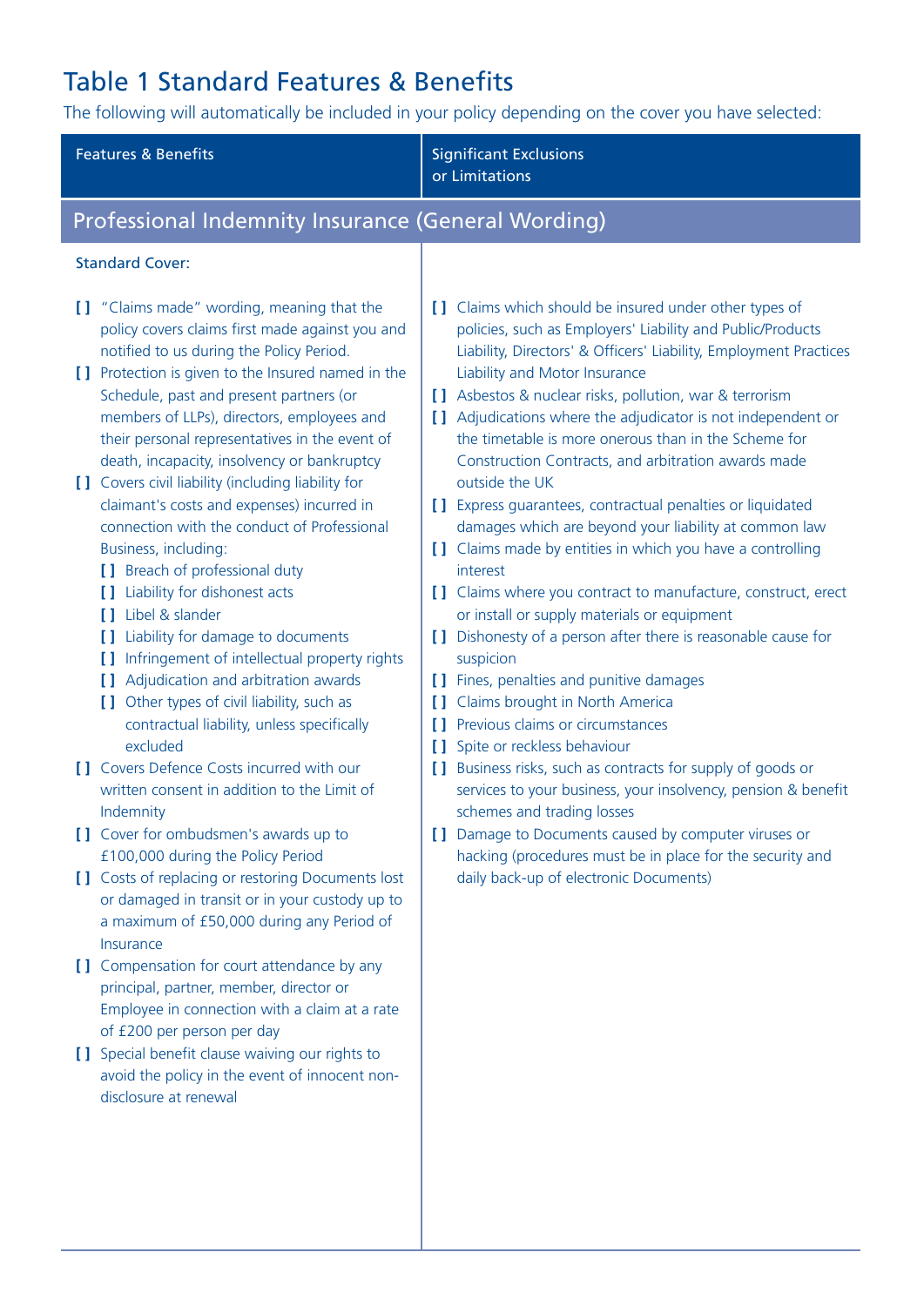# Table 1 Standard Features & Benefits

The following will automatically be included in your policy depending on the cover you have selected:

| Features & Benefits | Significant Exclusions or Limitations |
|---|---|
| **Professional Indemnity Insurance (General Wording)** | |
| Standard Cover:<br><br>[ ] "Claims made" wording, meaning that the policy covers claims first made against you and notified to us during the Policy Period.<br>[ ] Protection is given to the Insured named in the Schedule, past and present partners (or members of LLPs), directors, employees and their personal representatives in the event of death, incapacity, insolvency or bankruptcy<br>[ ] Covers civil liability (including liability for claimant's costs and expenses) incurred in connection with the conduct of Professional Business, including:<br>&nbsp;&nbsp;[ ] Breach of professional duty<br>&nbsp;&nbsp;[ ] Liability for dishonest acts<br>&nbsp;&nbsp;[ ] Libel & slander<br>&nbsp;&nbsp;[ ] Liability for damage to documents<br>&nbsp;&nbsp;[ ] Infringement of intellectual property rights<br>&nbsp;&nbsp;[ ] Adjudication and arbitration awards<br>&nbsp;&nbsp;[ ] Other types of civil liability, such as contractual liability, unless specifically excluded<br>[ ] Covers Defence Costs incurred with our written consent in addition to the Limit of Indemnity<br>[ ] Cover for ombudsmen's awards up to £100,000 during the Policy Period<br>[ ] Costs of replacing or restoring Documents lost or damaged in transit or in your custody up to a maximum of £50,000 during any Period of Insurance<br>[ ] Compensation for court attendance by any principal, partner, member, director or Employee in connection with a claim at a rate of £200 per person per day<br>[ ] Special benefit clause waiving our rights to avoid the policy in the event of innocent non-disclosure at renewal | [ ] Claims which should be insured under other types of policies, such as Employers' Liability and Public/Products Liability, Directors' & Officers' Liability, Employment Practices Liability and Motor Insurance<br>[ ] Asbestos & nuclear risks, pollution, war & terrorism<br>[ ] Adjudications where the adjudicator is not independent or the timetable is more onerous than in the Scheme for Construction Contracts, and arbitration awards made outside the UK<br>[ ] Express guarantees, contractual penalties or liquidated damages which are beyond your liability at common law<br>[ ] Claims made by entities in which you have a controlling interest<br>[ ] Claims where you contract to manufacture, construct, erect or install or supply materials or equipment<br>[ ] Dishonesty of a person after there is reasonable cause for suspicion<br>[ ] Fines, penalties and punitive damages<br>[ ] Claims brought in North America<br>[ ] Previous claims or circumstances<br>[ ] Spite or reckless behaviour<br>[ ] Business risks, such as contracts for supply of goods or services to your business, your insolvency, pension & benefit schemes and trading losses<br>[ ] Damage to Documents caused by computer viruses or hacking (procedures must be in place for the security and daily back-up of electronic Documents) |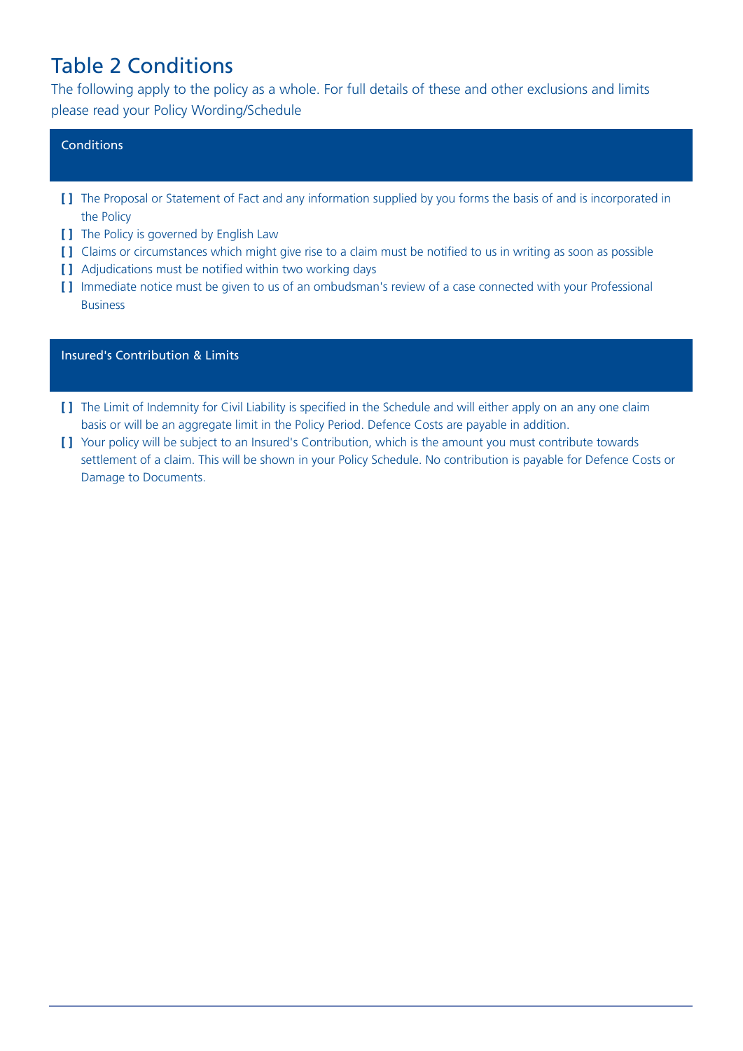# Table 2 Conditions

The following apply to the policy as a whole. For full details of these and other exclusions and limits please read your Policy Wording/Schedule

## Conditions

- **[ ]** The Proposal or Statement of Fact and any information supplied by you forms the basis of and is incorporated in the Policy
- **[ ]** The Policy is governed by English Law
- **[ ]** Claims or circumstances which might give rise to a claim must be notified to us in writing as soon as possible
- **[ ]** Adjudications must be notified within two working days
- **[ ]** Immediate notice must be given to us of an ombudsman's review of a case connected with your Professional Business

## Insured's Contribution & Limits

- **[ ]** The Limit of Indemnity for Civil Liability is specified in the Schedule and will either apply on an any one claim basis or will be an aggregate limit in the Policy Period. Defence Costs are payable in addition.
- **[ ]** Your policy will be subject to an Insured's Contribution, which is the amount you must contribute towards settlement of a claim. This will be shown in your Policy Schedule. No contribution is payable for Defence Costs or Damage to Documents.